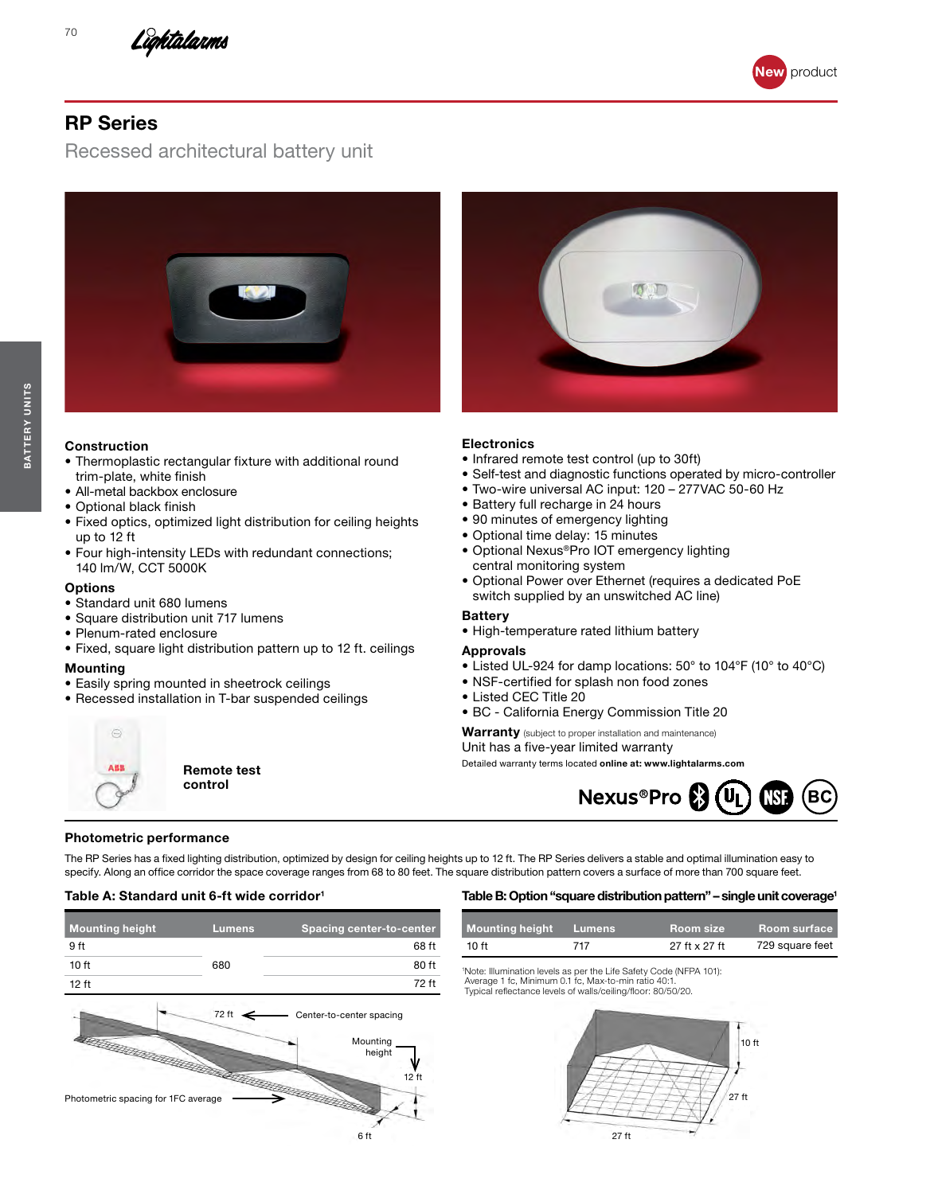# RP Series

## Recessed architectural battery unit

New product

### Construction

- Thermoplastic rectangular fixture with additional round trim-plate, white finish
- All-metal backbox enclosure
- Optional black finish
- Fixed optics, optimized light distribution for ceiling heights up to 12 ft
- Four high-intensity LEDs with redundant connections; 140 lm/W, CCT 5000K

### Options

- Standard unit 680 lumens
- Square distribution unit 717 lumens
- Plenum-rated enclosure
- Fixed, square light distribution pattern up to 12 ft. ceilings

### Mounting

- Easily spring mounted in sheetrock ceilings
- Recessed installation in T-bar suspended ceilings

**Remote test control**

### Electronics

- Infrared remote test control (up to 30ft)
- Self-test and diagnostic functions operated by micro-controller
- Two-wire universal AC input: 120 – 277VAC 50-60 Hz
- Battery full recharge in 24 hours
- 90 minutes of emergency lighting
- Optional time delay: 15 minutes
- Optional Nexus®Pro IOT emergency lighting central monitoring system
- Optional Power over Ethernet (requires a dedicated PoE switch supplied by an unswitched AC line)

### Battery

- High-temperature rated lithium battery

### Approvals

- Listed UL-924 for damp locations: 50° to 104°F (10° to 40°C)
- NSF-certified for splash non food zones
- Listed CEC Title 20
- BC - California Energy Commission Title 20

**Warranty** (subject to proper installation and maintenance)

Unit has a five-year limited warranty

Detailed warranty terms located **online at: www.lightalarms.com**

Nexus®Pro

### Photometric performance

The RP Series has a fixed lighting distribution, optimized by design for ceiling heights up to 12 ft. The RP Series delivers a stable and optimal illumination easy to specify. Along an office corridor the space coverage ranges from 68 to 80 feet. The square distribution pattern covers a surface of more than 700 square feet.

**Table A: Standard unit 6-ft wide corridor[1]**

| Mounting height | Lumens | Spacing center-to-center |
|---|---|---|
| 9 ft | | 68 ft |
| 10 ft | 680 | 80 ft |
| 12 ft | | 72 ft |

72 ft — Center-to-center spacing; Mounting height 12 ft; 6 ft

Photometric spacing for 1FC average

**Table B: Option "square distribution pattern" – single unit coverage[1]**

| Mounting height | Lumens | Room size | Room surface |
|---|---|---|---|
| 10 ft | 717 | 27 ft x 27 ft | 729 square feet |

[1]Note: Illumination levels as per the Life Safety Code (NFPA 101): Average 1 fc, Minimum 0.1 fc, Max-to-min ratio 40:1. Typical reflectance levels of walls/ceiling/floor: 80/50/20.

10 ft; 27 ft; 27 ft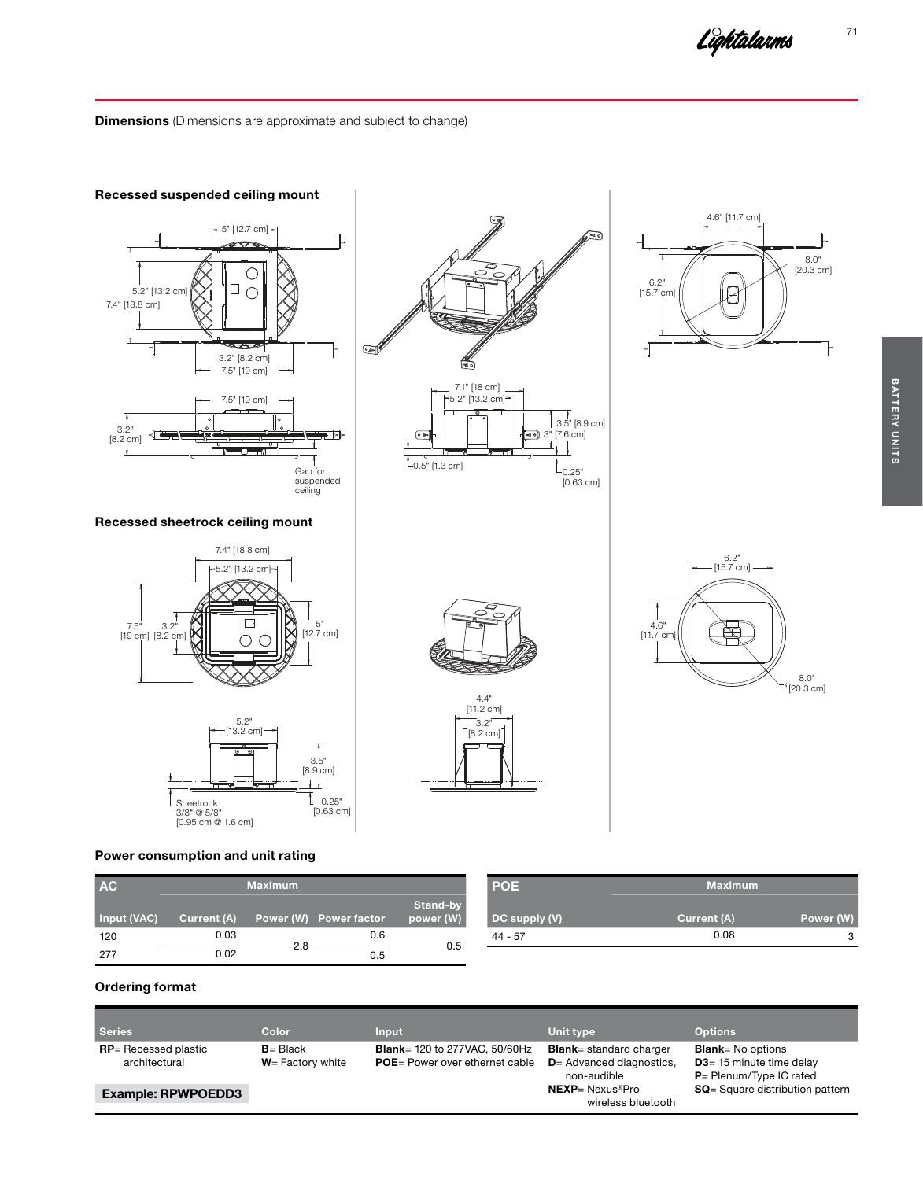**Dimensions** (Dimensions are approximate and subject to change)

### Recessed suspended ceiling mount

5" [12.7 cm]
5.2" [13.2 cm]
7.4" [18.8 cm]
3.2" [8.2 cm]
7.5" [19 cm]

7.5" [19 cm]
3.2" [8.2 cm]
Gap for suspended ceiling

7.1" [18 cm]
5.2" [13.2 cm]
3.5" [8.9 cm]
3" [7.6 cm]
0.5" [1.3 cm]
0.25" [0.63 cm]

4.6" [11.7 cm]
8.0" [20.3 cm]
6.2" [15.7 cm]

### Recessed sheetrock ceiling mount

7.4" [18.8 cm]
5.2" [13.2 cm]
7.5" [19 cm]
3.2" [8.2 cm]
5" [12.7 cm]

5.2" [13.2 cm]
3.5" [8.9 cm]
Sheetrock 3/8" @ 5/8" [0.95 cm @ 1.6 cm]
0.25" [0.63 cm]

4.4" [11.2 cm]
3.2" [8.2 cm]

6.2" [15.7 cm]
4.6" [11.7 cm]
8.0" [20.3 cm]

### Power consumption and unit rating

| AC | Maximum | | | |
|---|---|---|---|---|
| Input (VAC) | Current (A) | Power (W) | Power factor | Stand-by power (W) |
| 120 | 0.03 | 2.8 | 0.6 | 0.5 |
| 277 | 0.02 | | 0.5 | |

| POE | Maximum | |
|---|---|---|
| DC supply (V) | Current (A) | Power (W) |
| 44 - 57 | 0.08 | 3 |

### Ordering format

| Series | Color | Input | Unit type | Options |
|---|---|---|---|---|
| RP= Recessed plastic architectural | B= Black<br>W= Factory white | Blank= 120 to 277VAC, 50/60Hz<br>POE= Power over ethernet cable | Blank= standard charger<br>D= Advanced diagnostics, non-audible<br>NEXP= Nexus®Pro wireless bluetooth | Blank= No options<br>D3= 15 minute time delay<br>P= Plenum/Type IC rated<br>SQ= Square distribution pattern |

**Example: RPWPOEDD3**